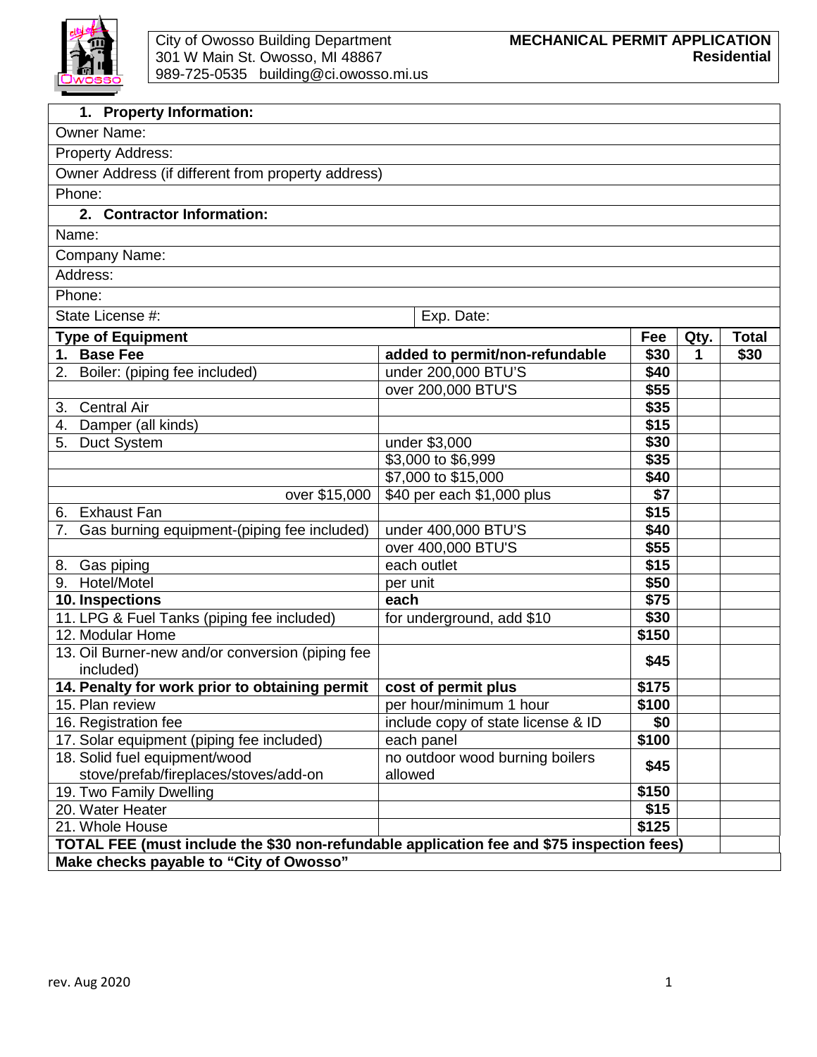City of Owosso Building Department
301 W Main St. Owosso, MI 48867
989-725-0535 building@ci.owosso.mi.us

# MECHANICAL PERMIT APPLICATION
**Residential**

| **1. Property Information:** | |
|---|---|
| Owner Name: | |
| Property Address: | |
| Owner Address (if different from property address) | |
| Phone: | |
| **2. Contractor Information:** | |
| Name: | |
| Company Name: | |
| Address: | |
| Phone: | |
| State License #: | Exp. Date: |

| **Type of Equipment** | | **Fee** | **Qty.** | **Total** |
|---|---|---|---|---|
| **1. Base Fee** | **added to permit/non-refundable** | **$30** | **1** | **$30** |
| 2. Boiler: (piping fee included) | under 200,000 BTU'S | **$40** | | |
| | over 200,000 BTU'S | **$55** | | |
| 3. Central Air | | **$35** | | |
| 4. Damper (all kinds) | | **$15** | | |
| 5. Duct System | under $3,000 | **$30** | | |
| | $3,000 to $6,999 | **$35** | | |
| | $7,000 to $15,000 | **$40** | | |
| over $15,000 | $40 per each $1,000 plus | **$7** | | |
| 6. Exhaust Fan | | **$15** | | |
| 7. Gas burning equipment-(piping fee included) | under 400,000 BTU'S | **$40** | | |
| | over 400,000 BTU'S | **$55** | | |
| 8. Gas piping | each outlet | **$15** | | |
| 9. Hotel/Motel | per unit | **$50** | | |
| **10. Inspections** | **each** | **$75** | | |
| 11. LPG & Fuel Tanks (piping fee included) | for underground, add $10 | **$30** | | |
| 12. Modular Home | | **$150** | | |
| 13. Oil Burner-new and/or conversion (piping fee included) | | **$45** | | |
| **14. Penalty for work prior to obtaining permit** | **cost of permit plus** | **$175** | | |
| 15. Plan review | per hour/minimum 1 hour | **$100** | | |
| 16. Registration fee | include copy of state license & ID | **$0** | | |
| 17. Solar equipment (piping fee included) | each panel | **$100** | | |
| 18. Solid fuel equipment/wood stove/prefab/fireplaces/stoves/add-on | no outdoor wood burning boilers allowed | **$45** | | |
| 19. Two Family Dwelling | | **$150** | | |
| 20. Water Heater | | **$15** | | |
| 21. Whole House | | **$125** | | |
| **TOTAL FEE (must include the $30 non-refundable application fee and $75 inspection fees)** | | | | |
| **Make checks payable to "City of Owosso"** | | | | |

rev. Aug 2020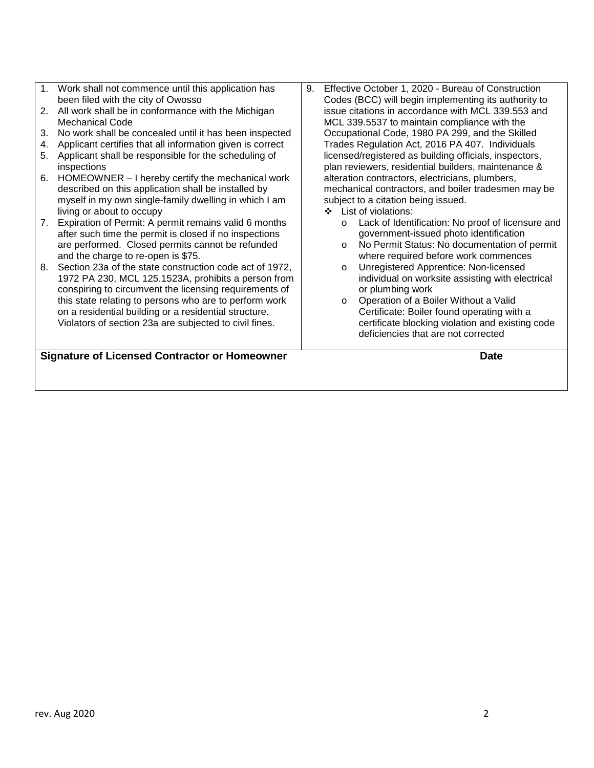1. Work shall not commence until this application has been filed with the city of Owosso
2. All work shall be in conformance with the Michigan Mechanical Code
3. No work shall be concealed until it has been inspected
4. Applicant certifies that all information given is correct
5. Applicant shall be responsible for the scheduling of inspections
6. HOMEOWNER – I hereby certify the mechanical work described on this application shall be installed by myself in my own single-family dwelling in which I am living or about to occupy
7. Expiration of Permit: A permit remains valid 6 months after such time the permit is closed if no inspections are performed. Closed permits cannot be refunded and the charge to re-open is $75.
8. Section 23a of the state construction code act of 1972, 1972 PA 230, MCL 125.1523A, prohibits a person from conspiring to circumvent the licensing requirements of this state relating to persons who are to perform work on a residential building or a residential structure. Violators of section 23a are subjected to civil fines.
9. Effective October 1, 2020 - Bureau of Construction Codes (BCC) will begin implementing its authority to issue citations in accordance with MCL 339.553 and MCL 339.5537 to maintain compliance with the Occupational Code, 1980 PA 299, and the Skilled Trades Regulation Act, 2016 PA 407. Individuals licensed/registered as building officials, inspectors, plan reviewers, residential builders, maintenance & alteration contractors, electricians, plumbers, mechanical contractors, and boiler tradesmen may be subject to a citation being issued.
   - List of violations:
     - Lack of Identification: No proof of licensure and government-issued photo identification
     - No Permit Status: No documentation of permit where required before work commences
     - Unregistered Apprentice: Non-licensed individual on worksite assisting with electrical or plumbing work
     - Operation of a Boiler Without a Valid Certificate: Boiler found operating with a certificate blocking violation and existing code deficiencies that are not corrected

| **Signature of Licensed Contractor or Homeowner** | **Date** |
|---|---|
| | |

rev. Aug 2020